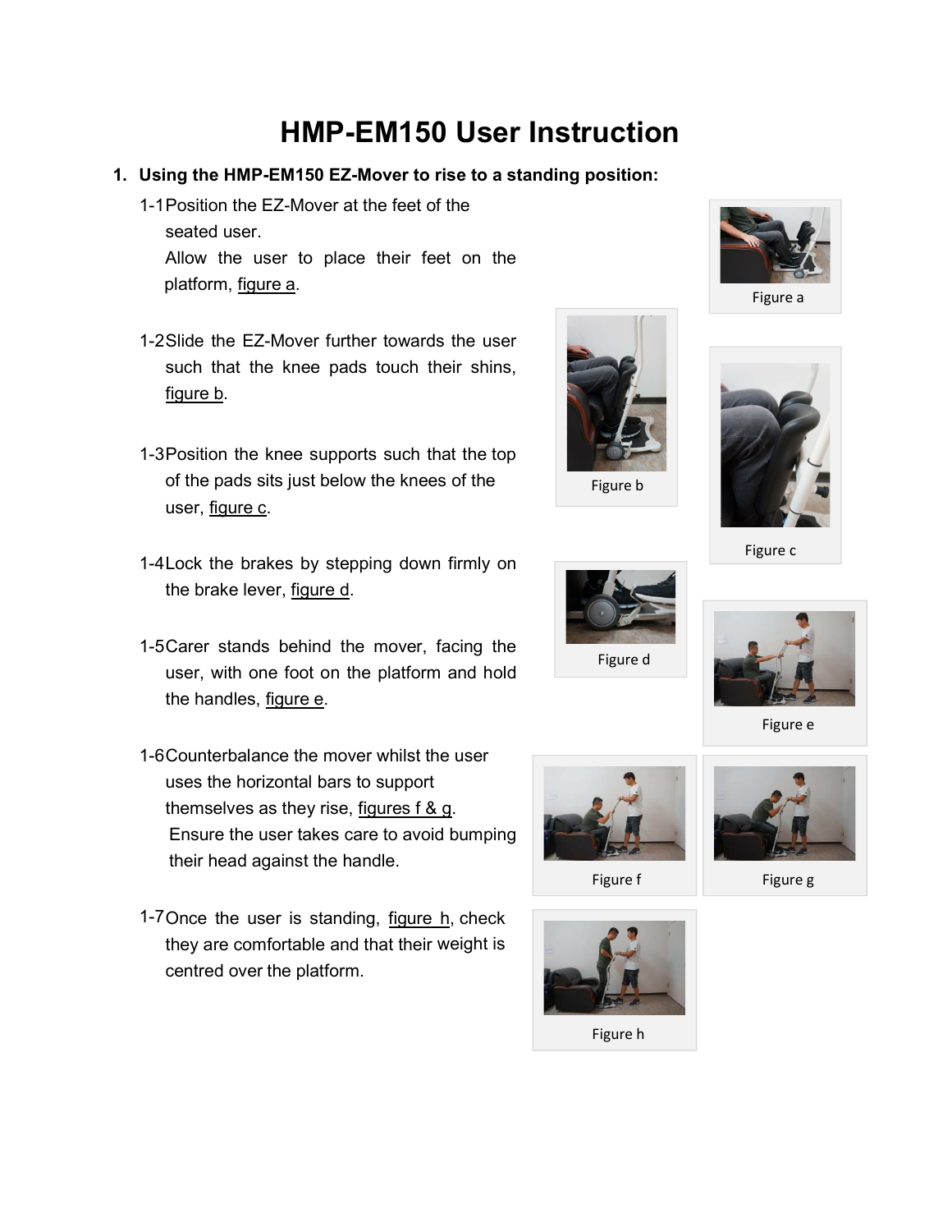# HMP-EM150 User Instruction

1. **Using the HMP-EM150 EZ-Mover to rise to a standing position:**

   1-1 Position the EZ-Mover at the feet of the seated user. Allow the user to place their feet on the platform, figure a.

   1-2 Slide the EZ-Mover further towards the user such that the knee pads touch their shins, figure b.

   1-3 Position the knee supports such that the top of the pads sits just below the knees of the user, figure c.

   1-4 Lock the brakes by stepping down firmly on the brake lever, figure d.

   1-5 Carer stands behind the mover, facing the user, with one foot on the platform and hold the handles, figure e.

   1-6 Counterbalance the mover whilst the user uses the horizontal bars to support themselves as they rise, figures f & g. Ensure the user takes care to avoid bumping their head against the handle.

   1-7 Once the user is standing, figure h, check they are comfortable and that their weight is centred over the platform.

Figure a

Figure b

Figure c

Figure d

Figure e

Figure f

Figure g

Figure h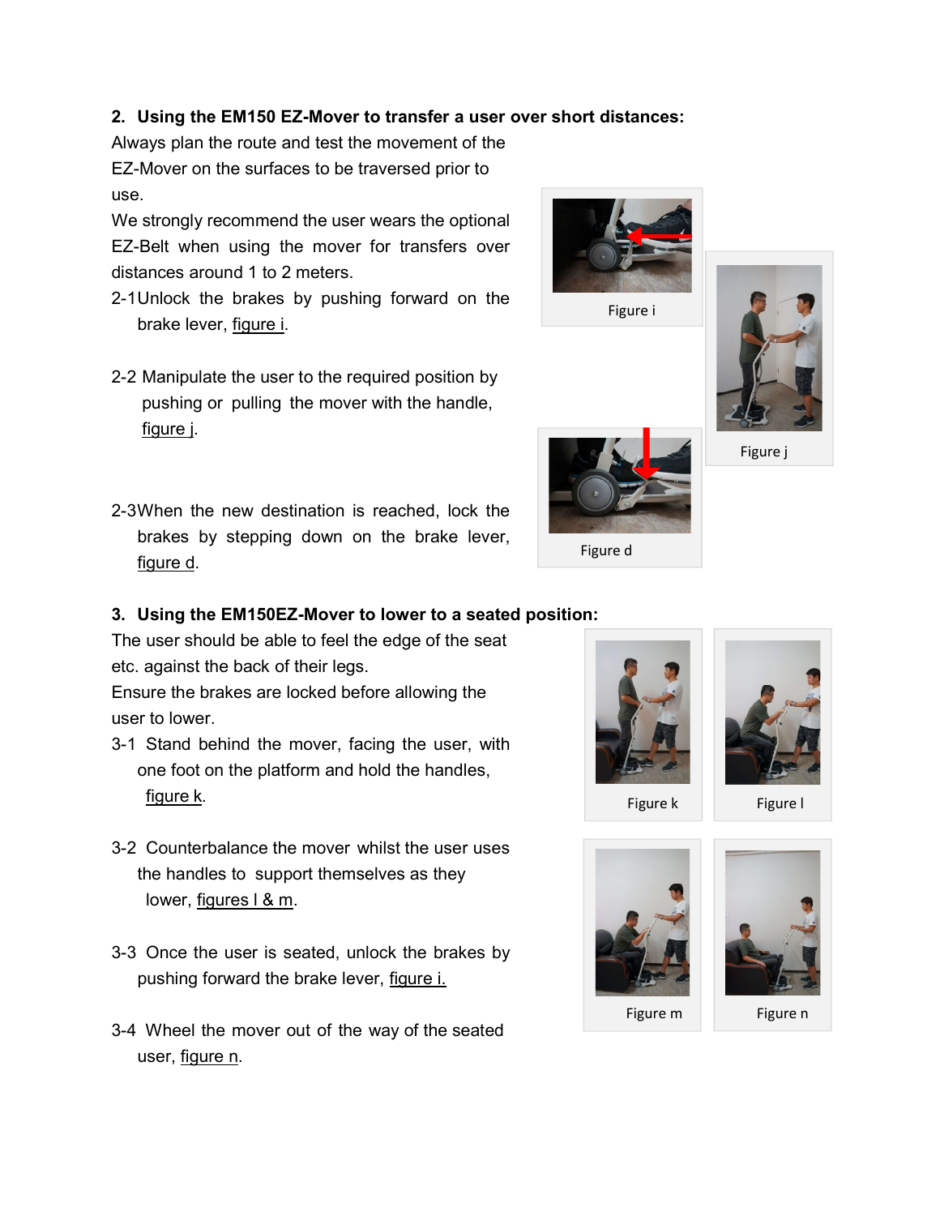## 2. Using the EM150 EZ-Mover to transfer a user over short distances:

Always plan the route and test the movement of the EZ-Mover on the surfaces to be traversed prior to use.

We strongly recommend the user wears the optional EZ-Belt when using the mover for transfers over distances around 1 to 2 meters.

2-1 Unlock the brakes by pushing forward on the brake lever, figure i.

2-2 Manipulate the user to the required position by pushing or pulling the mover with the handle, figure j.

2-3 When the new destination is reached, lock the brakes by stepping down on the brake lever, figure d.

Figure i

Figure j

Figure d

## 3. Using the EM150EZ-Mover to lower to a seated position:

The user should be able to feel the edge of the seat etc. against the back of their legs.

Ensure the brakes are locked before allowing the user to lower.

3-1 Stand behind the mover, facing the user, with one foot on the platform and hold the handles, figure k.

3-2 Counterbalance the mover whilst the user uses the handles to support themselves as they lower, figures l & m.

3-3 Once the user is seated, unlock the brakes by pushing forward the brake lever, figure i.

3-4 Wheel the mover out of the way of the seated user, figure n.

Figure k

Figure l

Figure m

Figure n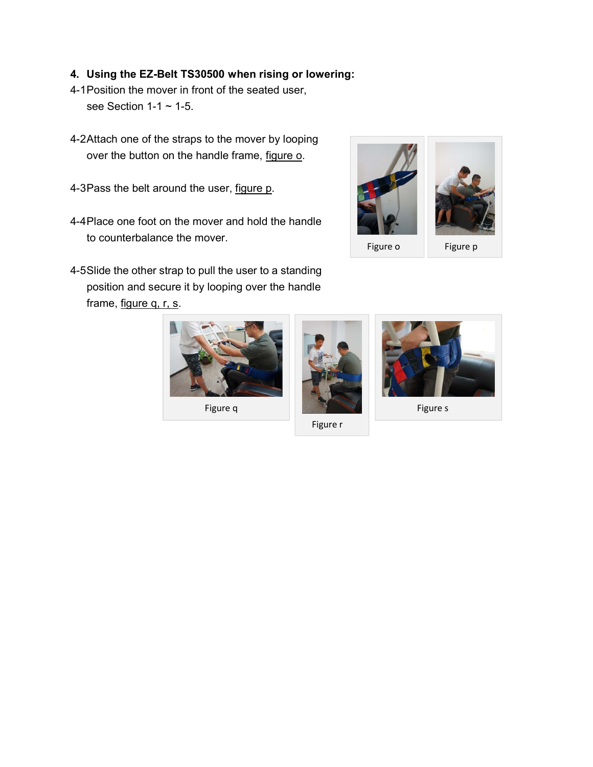## 4. Using the EZ-Belt TS30500 when rising or lowering:

4-1 Position the mover in front of the seated user, see Section 1-1 ~ 1-5.

4-2 Attach one of the straps to the mover by looping over the button on the handle frame, figure o.

4-3 Pass the belt around the user, figure p.

4-4 Place one foot on the mover and hold the handle to counterbalance the mover.

4-5 Slide the other strap to pull the user to a standing position and secure it by looping over the handle frame, figure q, r, s.

Figure o

Figure p

Figure q

Figure r

Figure s